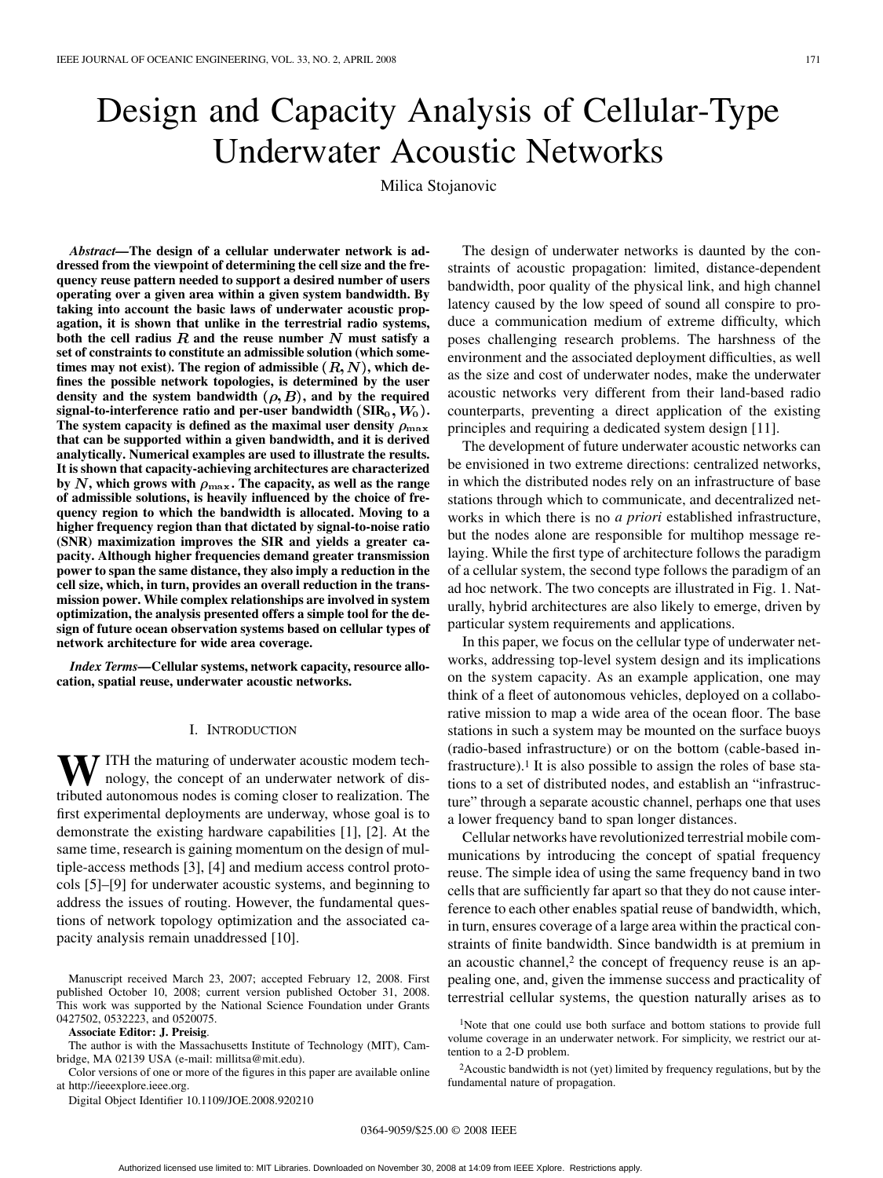# Design and Capacity Analysis of Cellular-Type Underwater Acoustic Networks

Milica Stojanovic

***Abstract*—The design of a cellular underwater network is addressed from the viewpoint of determining the cell size and the frequency reuse pattern needed to support a desired number of users operating over a given area within a given system bandwidth. By taking into account the basic laws of underwater acoustic propagation, it is shown that unlike in the terrestrial radio systems, both the cell radius $R$ and the reuse number $N$ must satisfy a set of constraints to constitute an admissible solution (which sometimes may not exist). The region of admissible $(R, N)$, which defines the possible network topologies, is determined by the user density and the system bandwidth $(\rho, B)$, and by the required signal-to-interference ratio and per-user bandwidth $(\mathrm{SIR}_0, W_0)$. The system capacity is defined as the maximal user density $\rho_{\max}$ that can be supported within a given bandwidth, and it is derived analytically. Numerical examples are used to illustrate the results. It is shown that capacity-achieving architectures are characterized by $N$, which grows with $\rho_{\max}$. The capacity, as well as the range of admissible solutions, is heavily influenced by the choice of frequency region to which the bandwidth is allocated. Moving to a higher frequency region than that dictated by signal-to-noise ratio (SNR) maximization improves the SIR and yields a greater capacity. Although higher frequencies demand greater transmission power to span the same distance, they also imply a reduction in the cell size, which, in turn, provides an overall reduction in the transmission power. While complex relationships are involved in system optimization, the analysis presented offers a simple tool for the design of future ocean observation systems based on cellular types of network architecture for wide area coverage.**

***Index Terms*—Cellular systems, network capacity, resource allocation, spatial reuse, underwater acoustic networks.**

## I. Introduction

With the maturing of underwater acoustic modem technology, the concept of an underwater network of distributed autonomous nodes is coming closer to realization. The first experimental deployments are underway, whose goal is to demonstrate the existing hardware capabilities [1], [2]. At the same time, research is gaining momentum on the design of multiple-access methods [3], [4] and medium access control protocols [5]–[9] for underwater acoustic systems, and beginning to address the issues of routing. However, the fundamental questions of network topology optimization and the associated capacity analysis remain unaddressed [10].

The design of underwater networks is daunted by the constraints of acoustic propagation: limited, distance-dependent bandwidth, poor quality of the physical link, and high channel latency caused by the low speed of sound all conspire to produce a communication medium of extreme difficulty, which poses challenging research problems. The harshness of the environment and the associated deployment difficulties, as well as the size and cost of underwater nodes, make the underwater acoustic networks very different from their land-based radio counterparts, preventing a direct application of the existing principles and requiring a dedicated system design [11].

The development of future underwater acoustic networks can be envisioned in two extreme directions: centralized networks, in which the distributed nodes rely on an infrastructure of base stations through which to communicate, and decentralized networks in which there is no *a priori* established infrastructure, but the nodes alone are responsible for multihop message relaying. While the first type of architecture follows the paradigm of a cellular system, the second type follows the paradigm of an ad hoc network. The two concepts are illustrated in Fig. 1. Naturally, hybrid architectures are also likely to emerge, driven by particular system requirements and applications.

In this paper, we focus on the cellular type of underwater networks, addressing top-level system design and its implications on the system capacity. As an example application, one may think of a fleet of autonomous vehicles, deployed on a collaborative mission to map a wide area of the ocean floor. The base stations in such a system may be mounted on the surface buoys (radio-based infrastructure) or on the bottom (cable-based infrastructure).[1] It is also possible to assign the roles of base stations to a set of distributed nodes, and establish an "infrastructure" through a separate acoustic channel, perhaps one that uses a lower frequency band to span longer distances.

Cellular networks have revolutionized terrestrial mobile communications by introducing the concept of spatial frequency reuse. The simple idea of using the same frequency band in two cells that are sufficiently far apart so that they do not cause interference to each other enables spatial reuse of bandwidth, which, in turn, ensures coverage of a large area within the practical constraints of finite bandwidth. Since bandwidth is at premium in an acoustic channel,[2] the concept of frequency reuse is an appealing one, and, given the immense success and practicality of terrestrial cellular systems, the question naturally arises as to

[1]Note that one could use both surface and bottom stations to provide full volume coverage in an underwater network. For simplicity, we restrict our attention to a 2-D problem.

[2]Acoustic bandwidth is not (yet) limited by frequency regulations, but by the fundamental nature of propagation.

Manuscript received March 23, 2007; accepted February 12, 2008. First published October 10, 2008; current version published October 31, 2008. This work was supported by the National Science Foundation under Grants 0427502, 0532223, and 0520075.

**Associate Editor: J. Preisig.**

The author is with the Massachusetts Institute of Technology (MIT), Cambridge, MA 02139 USA (e-mail: millitsa@mit.edu).

Color versions of one or more of the figures in this paper are available online at http://ieeexplore.ieee.org.

Digital Object Identifier 10.1109/JOE.2008.920210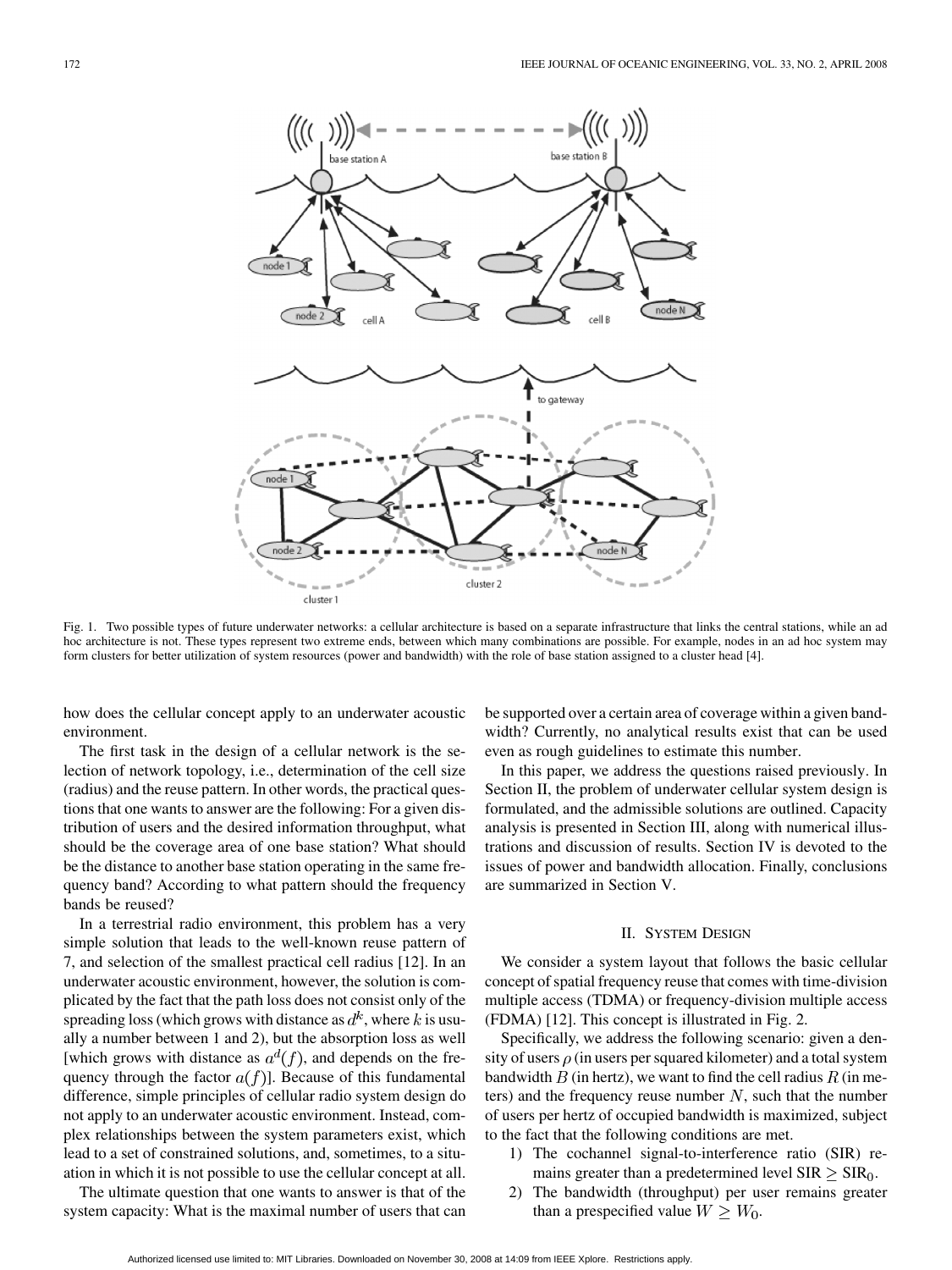Fig. 1. Two possible types of future underwater networks: a cellular architecture is based on a separate infrastructure that links the central stations, while an ad hoc architecture is not. These types represent two extreme ends, between which many combinations are possible. For example, nodes in an ad hoc system may form clusters for better utilization of system resources (power and bandwidth) with the role of base station assigned to a cluster head [4].

how does the cellular concept apply to an underwater acoustic environment.

The first task in the design of a cellular network is the selection of network topology, i.e., determination of the cell size (radius) and the reuse pattern. In other words, the practical questions that one wants to answer are the following: For a given distribution of users and the desired information throughput, what should be the coverage area of one base station? What should be the distance to another base station operating in the same frequency band? According to what pattern should the frequency bands be reused?

In a terrestrial radio environment, this problem has a very simple solution that leads to the well-known reuse pattern of 7, and selection of the smallest practical cell radius [12]. In an underwater acoustic environment, however, the solution is complicated by the fact that the path loss does not consist only of the spreading loss (which grows with distance as $d^k$, where $k$ is usually a number between 1 and 2), but the absorption loss as well [which grows with distance as $a^d(f)$, and depends on the frequency through the factor $a(f)$]. Because of this fundamental difference, simple principles of cellular radio system design do not apply to an underwater acoustic environment. Instead, complex relationships between the system parameters exist, which lead to a set of constrained solutions, and, sometimes, to a situation in which it is not possible to use the cellular concept at all.

The ultimate question that one wants to answer is that of the system capacity: What is the maximal number of users that can be supported over a certain area of coverage within a given bandwidth? Currently, no analytical results exist that can be used even as rough guidelines to estimate this number.

In this paper, we address the questions raised previously. In Section II, the problem of underwater cellular system design is formulated, and the admissible solutions are outlined. Capacity analysis is presented in Section III, along with numerical illustrations and discussion of results. Section IV is devoted to the issues of power and bandwidth allocation. Finally, conclusions are summarized in Section V.

## II. System Design

We consider a system layout that follows the basic cellular concept of spatial frequency reuse that comes with time-division multiple access (TDMA) or frequency-division multiple access (FDMA) [12]. This concept is illustrated in Fig. 2.

Specifically, we address the following scenario: given a density of users $\rho$ (in users per squared kilometer) and a total system bandwidth $B$ (in hertz), we want to find the cell radius $R$ (in meters) and the frequency reuse number $N$, such that the number of users per hertz of occupied bandwidth is maximized, subject to the fact that the following conditions are met.

1) The cochannel signal-to-interference ratio (SIR) remains greater than a predetermined level $\text{SIR} \geq \text{SIR}_0$.
2) The bandwidth (throughput) per user remains greater than a prespecified value $W \geq W_0$.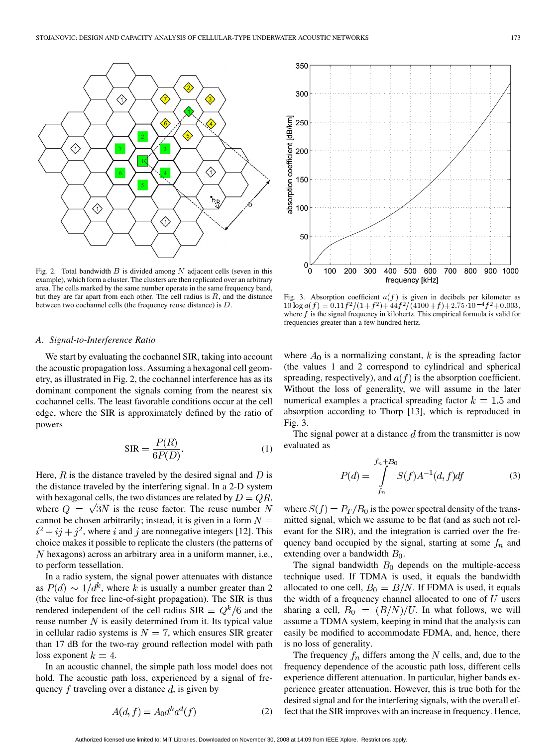Fig. 2. Total bandwidth $B$ is divided among $N$ adjacent cells (seven in this example), which form a cluster. The clusters are then replicated over an arbitrary area. The cells marked by the same number operate in the same frequency band, but they are far apart from each other. The cell radius is $R$, and the distance between two cochannel cells (the frequency reuse distance) is $D$.

Fig. 3. Absorption coefficient $a(f)$ is given in decibels per kilometer as $10 \log a(f) = 0.11f^2/(1+f^2) + 44f^2/(4100+f) + 2.75 \cdot 10^{-4} f^2 + 0.003$, where $f$ is the signal frequency in kilohertz. This empirical formula is valid for frequencies greater than a few hundred hertz.

### A. Signal-to-Interference Ratio

We start by evaluating the cochannel SIR, taking into account the acoustic propagation loss. Assuming a hexagonal cell geometry, as illustrated in Fig. 2, the cochannel interference has as its dominant component the signals coming from the nearest six cochannel cells. The least favorable conditions occur at the cell edge, where the SIR is approximately defined by the ratio of powers

$$\text{SIR} = \frac{P(R)}{6P(D)}. \tag{1}$$

Here, $R$ is the distance traveled by the desired signal and $D$ is the distance traveled by the interfering signal. In a 2-D system with hexagonal cells, the two distances are related by $D = QR$, where $Q = \sqrt{3N}$ is the reuse factor. The reuse number $N$ cannot be chosen arbitrarily; instead, it is given in a form $N = i^2 + ij + j^2$, where $i$ and $j$ are nonnegative integers [12]. This choice makes it possible to replicate the clusters (the patterns of $N$ hexagons) across an arbitrary area in a uniform manner, i.e., to perform tessellation.

In a radio system, the signal power attenuates with distance as $P(d) \sim 1/d^k$, where $k$ is usually a number greater than 2 (the value for free line-of-sight propagation). The SIR is thus rendered independent of the cell radius $\text{SIR} = Q^k/6$ and the reuse number $N$ is easily determined from it. Its typical value in cellular radio systems is $N = 7$, which ensures SIR greater than 17 dB for the two-ray ground reflection model with path loss exponent $k = 4$.

In an acoustic channel, the simple path loss model does not hold. The acoustic path loss, experienced by a signal of frequency $f$ traveling over a distance $d$, is given by

$$A(d, f) = A_0 d^k a^d(f) \tag{2}$$

where $A_0$ is a normalizing constant, $k$ is the spreading factor (the values 1 and 2 correspond to cylindrical and spherical spreading, respectively), and $a(f)$ is the absorption coefficient. Without the loss of generality, we will assume in the later numerical examples a practical spreading factor $k = 1.5$ and absorption according to Thorp [13], which is reproduced in Fig. 3.

The signal power at a distance $d$ from the transmitter is now evaluated as

$$P(d) = \int_{f_n}^{f_n + B_0} S(f) A^{-1}(d, f) df \tag{3}$$

where $S(f) = P_T/B_0$ is the power spectral density of the transmitted signal, which we assume to be flat (and as such not relevant for the SIR), and the integration is carried over the frequency band occupied by the signal, starting at some $f_n$ and extending over a bandwidth $B_0$.

The signal bandwidth $B_0$ depends on the multiple-access technique used. If TDMA is used, it equals the bandwidth allocated to one cell, $B_0 = B/N$. If FDMA is used, it equals the width of a frequency channel allocated to one of $U$ users sharing a cell, $B_0 = (B/N)/U$. In what follows, we will assume a TDMA system, keeping in mind that the analysis can easily be modified to accommodate FDMA, and, hence, there is no loss of generality.

The frequency $f_n$ differs among the $N$ cells, and, due to the frequency dependence of the acoustic path loss, different cells experience different attenuation. In particular, higher bands experience greater attenuation. However, this is true both for the desired signal and for the interfering signals, with the overall effect that the SIR improves with an increase in frequency. Hence,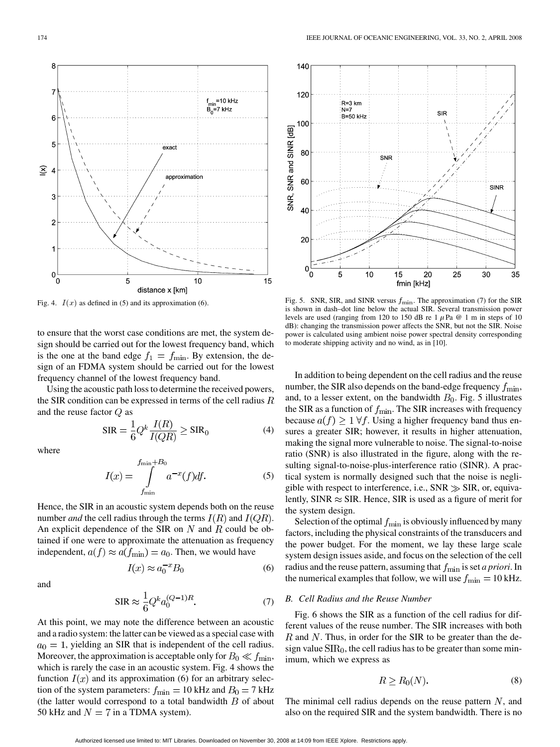Fig. 4. $I(x)$ as defined in (5) and its approximation (6).

to ensure that the worst case conditions are met, the system design should be carried out for the lowest frequency band, which is the one at the band edge $f_1 = f_{\min}$. By extension, the design of an FDMA system should be carried out for the lowest frequency channel of the lowest frequency band.

Using the acoustic path loss to determine the received powers, the SIR condition can be expressed in terms of the cell radius $R$ and the reuse factor $Q$ as

$$\text{SIR} = \frac{1}{6} Q^k \frac{I(R)}{I(QR)} \geq \text{SIR}_0 \tag{4}$$

where

$$I(x) = \int_{f_{\min}}^{f_{\min}+B_0} a^{-x}(f) df. \tag{5}$$

Hence, the SIR in an acoustic system depends both on the reuse number *and* the cell radius through the terms $I(R)$ and $I(QR)$. An explicit dependence of the SIR on $N$ and $R$ could be obtained if one were to approximate the attenuation as frequency independent, $a(f) \approx a(f_{\min}) = a_0$. Then, we would have

$$I(x) \approx a_0^{-x} B_0 \tag{6}$$

and

$$\text{SIR} \approx \frac{1}{6} Q^k a_0^{(Q-1)R}. \tag{7}$$

At this point, we may note the difference between an acoustic and a radio system: the latter can be viewed as a special case with $a_0 = 1$, yielding an SIR that is independent of the cell radius. Moreover, the approximation is acceptable only for $B_0 \ll f_{\min}$, which is rarely the case in an acoustic system. Fig. 4 shows the function $I(x)$ and its approximation (6) for an arbitrary selection of the system parameters: $f_{\min} = 10$ kHz and $B_0 = 7$ kHz (the latter would correspond to a total bandwidth $B$ of about 50 kHz and $N = 7$ in a TDMA system).

Fig. 5. SNR, SIR, and SINR versus $f_{\min}$. The approximation (7) for the SIR is shown in dash–dot line below the actual SIR. Several transmission power levels are used (ranging from 120 to 150 dB re 1 $\mu$Pa @ 1 m in steps of 10 dB): changing the transmission power affects the SNR, but not the SIR. Noise power is calculated using ambient noise power spectral density corresponding to moderate shipping activity and no wind, as in [10].

In addition to being dependent on the cell radius and the reuse number, the SIR also depends on the band-edge frequency $f_{\min}$, and, to a lesser extent, on the bandwidth $B_0$. Fig. 5 illustrates the SIR as a function of $f_{\min}$. The SIR increases with frequency because $a(f) \geq 1 \; \forall f$. Using a higher frequency band thus ensures a greater SIR; however, it results in higher attenuation, making the signal more vulnerable to noise. The signal-to-noise ratio (SNR) is also illustrated in the figure, along with the resulting signal-to-noise-plus-interference ratio (SINR). A practical system is normally designed such that the noise is negligible with respect to interference, i.e., SNR $\gg$ SIR, or, equivalently, SINR $\approx$ SIR. Hence, SIR is used as a figure of merit for the system design.

Selection of the optimal $f_{\min}$ is obviously influenced by many factors, including the physical constraints of the transducers and the power budget. For the moment, we lay these large scale system design issues aside, and focus on the selection of the cell radius and the reuse pattern, assuming that $f_{\min}$ is set *a priori*. In the numerical examples that follow, we will use $f_{\min} = 10$ kHz.

### B. Cell Radius and the Reuse Number

Fig. 6 shows the SIR as a function of the cell radius for different values of the reuse number. The SIR increases with both $R$ and $N$. Thus, in order for the SIR to be greater than the design value $\text{SIR}_0$, the cell radius has to be greater than some minimum, which we express as

$$R \geq R_0(N). \tag{8}$$

The minimal cell radius depends on the reuse pattern $N$, and also on the required SIR and the system bandwidth. There is no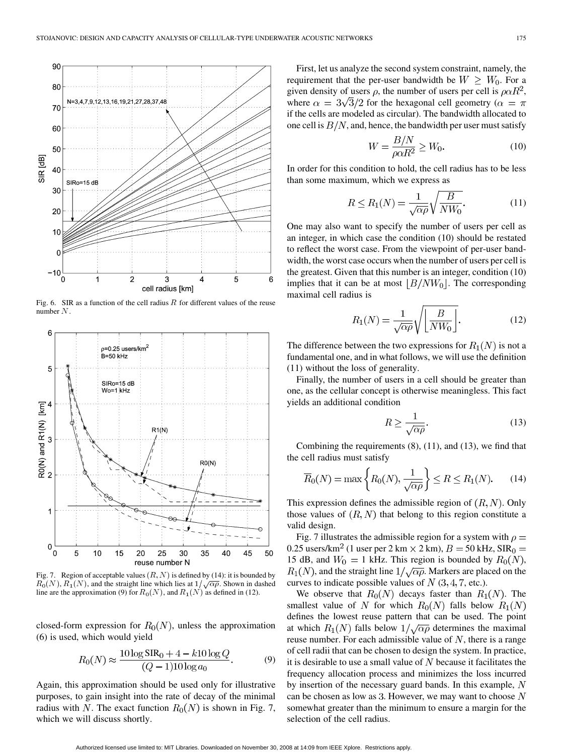Fig. 6. SIR as a function of the cell radius $R$ for different values of the reuse number $N$.

Fig. 7. Region of acceptable values $(R, N)$ is defined by (14): it is bounded by $R_0(N)$, $R_1(N)$, and the straight line which lies at $1/\sqrt{\alpha\rho}$. Shown in dashed line are the approximation (9) for $R_0(N)$, and $R_1(N)$ as defined in (12).

closed-form expression for $R_0(N)$, unless the approximation (6) is used, which would yield

$$R_0(N) \approx \frac{10\log \mathrm{SIR}_0 + 4 - k10\log Q}{(Q-1)10\log a_0}. \tag{9}$$

Again, this approximation should be used only for illustrative purposes, to gain insight into the rate of decay of the minimal radius with $N$. The exact function $R_0(N)$ is shown in Fig. 7, which we will discuss shortly.

First, let us analyze the second system constraint, namely, the requirement that the per-user bandwidth be $W \geq W_0$. For a given density of users $\rho$, the number of users per cell is $\rho\alpha R^2$, where $\alpha = 3\sqrt{3}/2$ for the hexagonal cell geometry ($\alpha = \pi$ if the cells are modeled as circular). The bandwidth allocated to one cell is $B/N$, and, hence, the bandwidth per user must satisfy

$$W = \frac{B/N}{\rho\alpha R^2} \geq W_0. \tag{10}$$

In order for this condition to hold, the cell radius has to be less than some maximum, which we express as

$$R \leq R_1(N) = \frac{1}{\sqrt{\alpha\rho}}\sqrt{\frac{B}{NW_0}}. \tag{11}$$

One may also want to specify the number of users per cell as an integer, in which case the condition (10) should be restated to reflect the worst case. From the viewpoint of per-user bandwidth, the worst case occurs when the number of users per cell is the greatest. Given that this number is an integer, condition (10) implies that it can be at most $\lfloor B/NW_0 \rfloor$. The corresponding maximal cell radius is

$$R_1(N) = \frac{1}{\sqrt{\alpha\rho}}\sqrt{\left\lfloor \frac{B}{NW_0} \right\rfloor}. \tag{12}$$

The difference between the two expressions for $R_1(N)$ is not a fundamental one, and in what follows, we will use the definition (11) without the loss of generality.

Finally, the number of users in a cell should be greater than one, as the cellular concept is otherwise meaningless. This fact yields an additional condition

$$R \geq \frac{1}{\sqrt{\alpha\rho}}. \tag{13}$$

Combining the requirements (8), (11), and (13), we find that the cell radius must satisfy

$$\overline{R}_0(N) = \max\left\{R_0(N), \frac{1}{\sqrt{\alpha\rho}}\right\} \leq R \leq R_1(N). \tag{14}$$

This expression defines the admissible region of $(R, N)$. Only those values of $(R, N)$ that belong to this region constitute a valid design.

Fig. 7 illustrates the admissible region for a system with $\rho = 0.25$ users/km$^2$ (1 user per 2 km × 2 km), $B = 50$ kHz, $\mathrm{SIR}_0 = 15$ dB, and $W_0 = 1$ kHz. This region is bounded by $R_0(N)$, $R_1(N)$, and the straight line $1/\sqrt{\alpha\rho}$. Markers are placed on the curves to indicate possible values of $N$ ($3, 4, 7$, etc.).

We observe that $R_0(N)$ decays faster than $R_1(N)$. The smallest value of $N$ for which $R_0(N)$ falls below $R_1(N)$ defines the lowest reuse pattern that can be used. The point at which $R_1(N)$ falls below $1/\sqrt{\alpha\rho}$ determines the maximal reuse number. For each admissible value of $N$, there is a range of cell radii that can be chosen to design the system. In practice, it is desirable to use a small value of $N$ because it facilitates the frequency allocation process and minimizes the loss incurred by insertion of the necessary guard bands. In this example, $N$ can be chosen as low as 3. However, we may want to choose $N$ somewhat greater than the minimum to ensure a margin for the selection of the cell radius.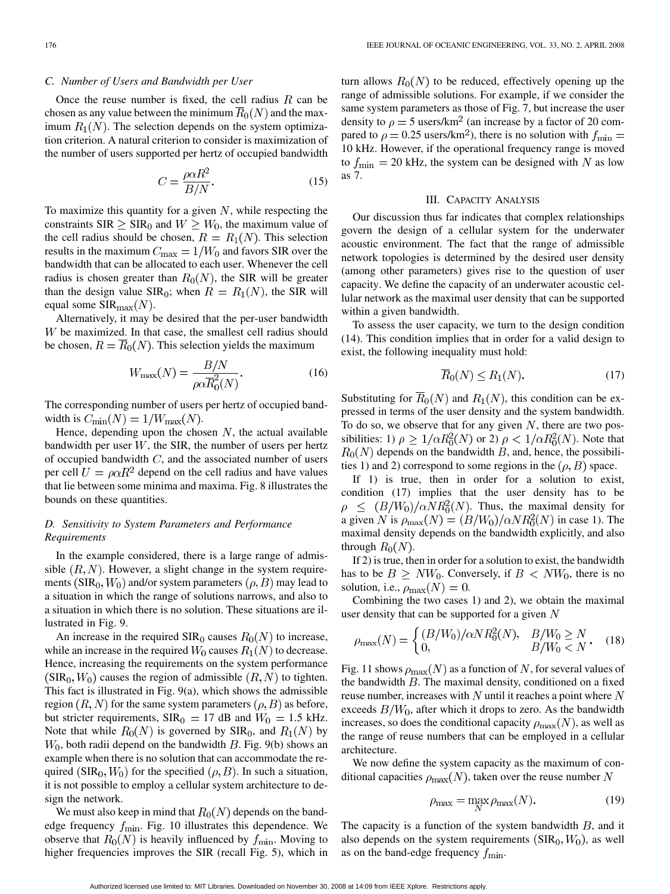### C. Number of Users and Bandwidth per User

Once the reuse number is fixed, the cell radius $R$ can be chosen as any value between the minimum $\overline{R}_0(N)$ and the maximum $R_1(N)$. The selection depends on the system optimization criterion. A natural criterion to consider is maximization of the number of users supported per hertz of occupied bandwidth

$$C = \frac{\rho\alpha R^2}{B/N}. \tag{15}$$

To maximize this quantity for a given $N$, while respecting the constraints $\text{SIR} \geq \text{SIR}_0$ and $W \geq W_0$, the maximum value of the cell radius should be chosen, $R = R_1(N)$. This selection results in the maximum $C_{\max} = 1/W_0$ and favors SIR over the bandwidth that can be allocated to each user. Whenever the cell radius is chosen greater than $R_0(N)$, the SIR will be greater than the design value $\text{SIR}_0$; when $R = R_1(N)$, the SIR will equal some $\text{SIR}_{\max}(N)$.

Alternatively, it may be desired that the per-user bandwidth $W$ be maximized. In that case, the smallest cell radius should be chosen, $R = \overline{R}_0(N)$. This selection yields the maximum

$$W_{\max}(N) = \frac{B/N}{\rho\alpha \overline{R}_0^2(N)}. \tag{16}$$

The corresponding number of users per hertz of occupied bandwidth is $C_{\min}(N) = 1/W_{\max}(N)$.

Hence, depending upon the chosen $N$, the actual available bandwidth per user $W$, the SIR, the number of users per hertz of occupied bandwidth $C$, and the associated number of users per cell $U = \rho\alpha R^2$ depend on the cell radius and have values that lie between some minima and maxima. Fig. 8 illustrates the bounds on these quantities.

### D. Sensitivity to System Parameters and Performance Requirements

In the example considered, there is a large range of admissible $(R, N)$. However, a slight change in the system requirements $(\text{SIR}_0, W_0)$ and/or system parameters $(\rho, B)$ may lead to a situation in which the range of solutions narrows, and also to a situation in which there is no solution. These situations are illustrated in Fig. 9.

An increase in the required $\text{SIR}_0$ causes $R_0(N)$ to increase, while an increase in the required $W_0$ causes $R_1(N)$ to decrease. Hence, increasing the requirements on the system performance $(\text{SIR}_0, W_0)$ causes the region of admissible $(R, N)$ to tighten. This fact is illustrated in Fig. 9(a), which shows the admissible region $(R, N)$ for the same system parameters $(\rho, B)$ as before, but stricter requirements, $\text{SIR}_0 = 17$ dB and $W_0 = 1.5$ kHz. Note that while $R_0(N)$ is governed by $\text{SIR}_0$, and $R_1(N)$ by $W_0$, both radii depend on the bandwidth $B$. Fig. 9(b) shows an example when there is no solution that can accommodate the required $(\text{SIR}_0, W_0)$ for the specified $(\rho, B)$. In such a situation, it is not possible to employ a cellular system architecture to design the network.

We must also keep in mind that $R_0(N)$ depends on the band-edge frequency $f_{\min}$. Fig. 10 illustrates this dependence. We observe that $R_0(N)$ is heavily influenced by $f_{\min}$. Moving to higher frequencies improves the SIR (recall Fig. 5), which in turn allows $R_0(N)$ to be reduced, effectively opening up the range of admissible solutions. For example, if we consider the same system parameters as those of Fig. 7, but increase the user density to $\rho = 5$ users/km$^2$ (an increase by a factor of 20 compared to $\rho = 0.25$ users/km$^2$), there is no solution with $f_{\min} = 10$ kHz. However, if the operational frequency range is moved to $f_{\min} = 20$ kHz, the system can be designed with $N$ as low as 7.

## III. Capacity Analysis

Our discussion thus far indicates that complex relationships govern the design of a cellular system for the underwater acoustic environment. The fact that the range of admissible network topologies is determined by the desired user density (among other parameters) gives rise to the question of user capacity. We define the capacity of an underwater acoustic cellular network as the maximal user density that can be supported within a given bandwidth.

To assess the user capacity, we turn to the design condition (14). This condition implies that in order for a valid design to exist, the following inequality must hold:

$$\overline{R}_0(N) \leq R_1(N). \tag{17}$$

Substituting for $\overline{R}_0(N)$ and $R_1(N)$, this condition can be expressed in terms of the user density and the system bandwidth. To do so, we observe that for any given $N$, there are two possibilities: 1) $\rho \geq 1/\alpha R_0^2(N)$ or 2) $\rho < 1/\alpha R_0^2(N)$. Note that $R_0(N)$ depends on the bandwidth $B$, and, hence, the possibilities 1) and 2) correspond to some regions in the $(\rho, B)$ space.

If 1) is true, then in order for a solution to exist, condition (17) implies that the user density has to be $\rho \leq (B/W_0)/\alpha N R_0^2(N)$. Thus, the maximal density for a given $N$ is $\rho_{\max}(N) = (B/W_0)/\alpha N R_0^2(N)$ in case 1). The maximal density depends on the bandwidth explicitly, and also through $R_0(N)$.

If 2) is true, then in order for a solution to exist, the bandwidth has to be $B \geq N W_0$. Conversely, if $B < N W_0$, there is no solution, i.e., $\rho_{\max}(N) = 0$.

Combining the two cases 1) and 2), we obtain the maximal user density that can be supported for a given $N$

$$\rho_{\max}(N) = \begin{cases} (B/W_0)/\alpha N R_0^2(N), & B/W_0 \geq N \\ 0, & B/W_0 < N \end{cases}. \tag{18}$$

Fig. 11 shows $\rho_{\max}(N)$ as a function of $N$, for several values of the bandwidth $B$. The maximal density, conditioned on a fixed reuse number, increases with $N$ until it reaches a point where $N$ exceeds $B/W_0$, after which it drops to zero. As the bandwidth increases, so does the conditional capacity $\rho_{\max}(N)$, as well as the range of reuse numbers that can be employed in a cellular architecture.

We now define the system capacity as the maximum of conditional capacities $\rho_{\max}(N)$, taken over the reuse number $N$

$$\rho_{\max} = \max_N \rho_{\max}(N). \tag{19}$$

The capacity is a function of the system bandwidth $B$, and it also depends on the system requirements $(\text{SIR}_0, W_0)$, as well as on the band-edge frequency $f_{\min}$.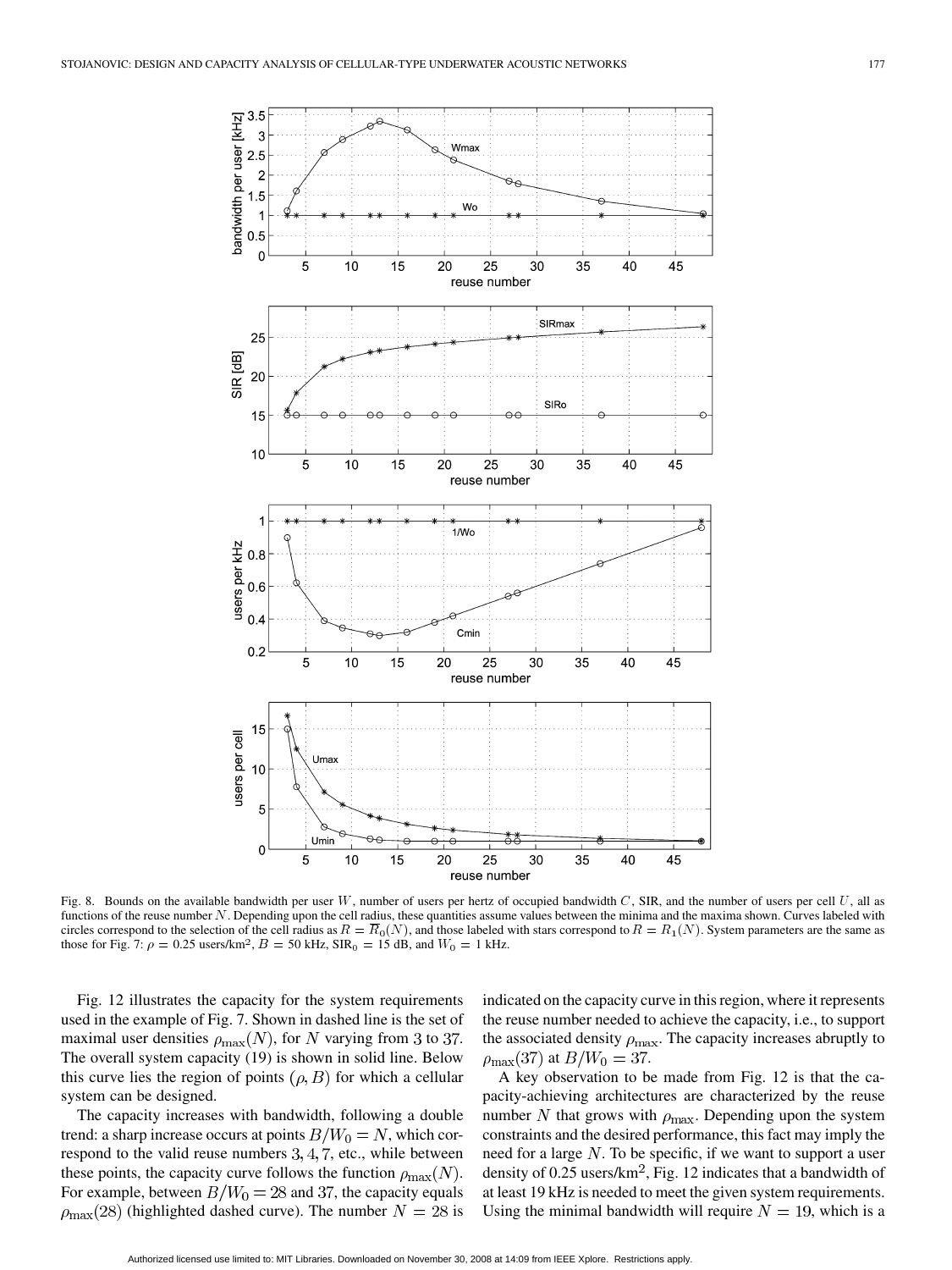Fig. 8. Bounds on the available bandwidth per user $W$, number of users per hertz of occupied bandwidth $C$, SIR, and the number of users per cell $U$, all as functions of the reuse number $N$. Depending upon the cell radius, these quantities assume values between the minima and the maxima shown. Curves labeled with circles correspond to the selection of the cell radius as $R = \overline{R}_0(N)$, and those labeled with stars correspond to $R = R_1(N)$. System parameters are the same as those for Fig. 7: $\rho = 0.25$ users/km$^2$, $B = 50$ kHz, $\text{SIR}_0 = 15$ dB, and $W_0 = 1$ kHz.

Fig. 12 illustrates the capacity for the system requirements used in the example of Fig. 7. Shown in dashed line is the set of maximal user densities $\rho_{\max}(N)$, for $N$ varying from 3 to 37. The overall system capacity (19) is shown in solid line. Below this curve lies the region of points $(\rho, B)$ for which a cellular system can be designed.

The capacity increases with bandwidth, following a double trend: a sharp increase occurs at points $B/W_0 = N$, which correspond to the valid reuse numbers $3, 4, 7$, etc., while between these points, the capacity curve follows the function $\rho_{\max}(N)$. For example, between $B/W_0 = 28$ and 37, the capacity equals $\rho_{\max}(28)$ (highlighted dashed curve). The number $N = 28$ is indicated on the capacity curve in this region, where it represents the reuse number needed to achieve the capacity, i.e., to support the associated density $\rho_{\max}$. The capacity increases abruptly to $\rho_{\max}(37)$ at $B/W_0 = 37$.

A key observation to be made from Fig. 12 is that the capacity-achieving architectures are characterized by the reuse number $N$ that grows with $\rho_{\max}$. Depending upon the system constraints and the desired performance, this fact may imply the need for a large $N$. To be specific, if we want to support a user density of 0.25 users/km$^2$, Fig. 12 indicates that a bandwidth of at least 19 kHz is needed to meet the given system requirements. Using the minimal bandwidth will require $N = 19$, which is a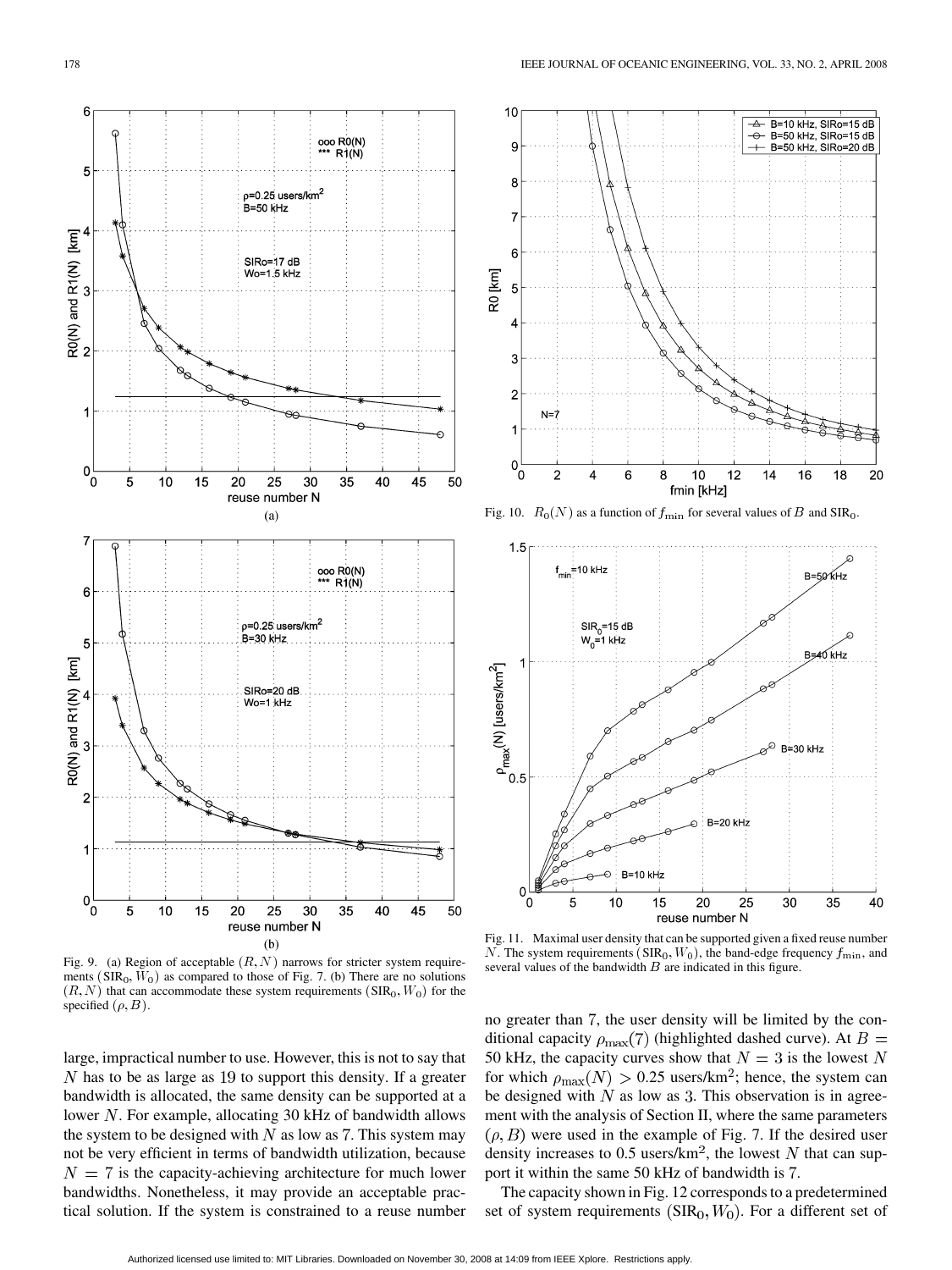Fig. 9. (a) Region of acceptable $(R, N)$ narrows for stricter system requirements $(\text{SIR}_0, W_0)$ as compared to those of Fig. 7. (b) There are no solutions $(R, N)$ that can accommodate these system requirements $(\text{SIR}_0, W_0)$ for the specified $(\rho, B)$.

Fig. 10. $R_0(N)$ as a function of $f_{\min}$ for several values of $B$ and $\text{SIR}_0$.

Fig. 11. Maximal user density that can be supported given a fixed reuse number $N$. The system requirements $(\text{SIR}_0, W_0)$, the band-edge frequency $f_{\min}$, and several values of the bandwidth $B$ are indicated in this figure.

large, impractical number to use. However, this is not to say that $N$ has to be as large as 19 to support this density. If a greater bandwidth is allocated, the same density can be supported at a lower $N$. For example, allocating 30 kHz of bandwidth allows the system to be designed with $N$ as low as 7. This system may not be very efficient in terms of bandwidth utilization, because $N = 7$ is the capacity-achieving architecture for much lower bandwidths. Nonetheless, it may provide an acceptable practical solution. If the system is constrained to a reuse number no greater than 7, the user density will be limited by the conditional capacity $\rho_{\max}(7)$ (highlighted dashed curve). At $B = 50$ kHz, the capacity curves show that $N = 3$ is the lowest $N$ for which $\rho_{\max}(N) > 0.25$ users/km$^2$; hence, the system can be designed with $N$ as low as 3. This observation is in agreement with the analysis of Section II, where the same parameters $(\rho, B)$ were used in the example of Fig. 7. If the desired user density increases to 0.5 users/km$^2$, the lowest $N$ that can support it within the same 50 kHz of bandwidth is 7.

The capacity shown in Fig. 12 corresponds to a predetermined set of system requirements $(\text{SIR}_0, W_0)$. For a different set of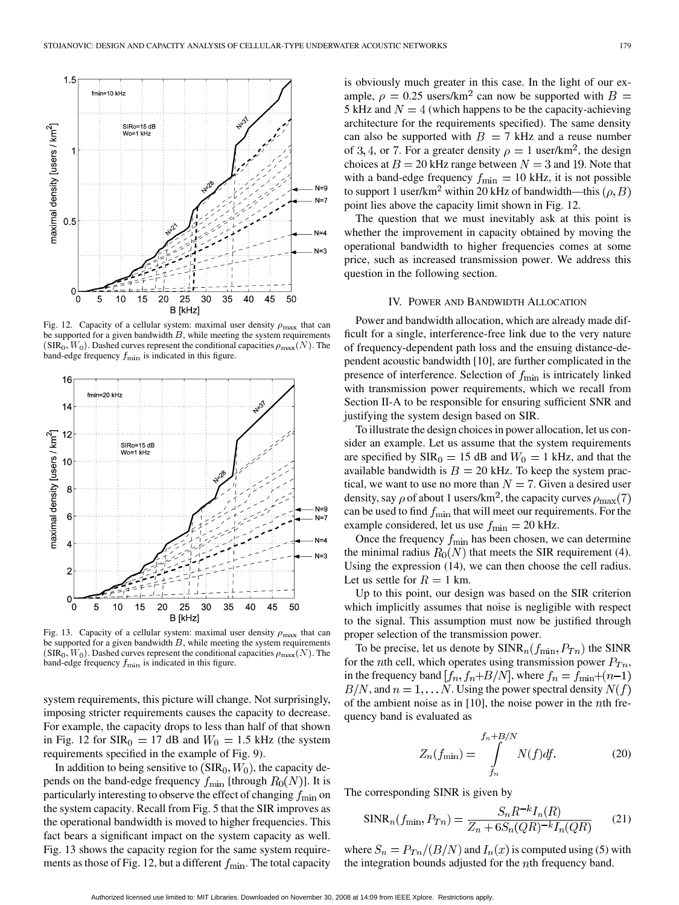Fig. 12. Capacity of a cellular system: maximal user density $\rho_{\max}$ that can be supported for a given bandwidth $B$, while meeting the system requirements $(\text{SIR}_0, W_0)$. Dashed curves represent the conditional capacities $\rho_{\max}(N)$. The band-edge frequency $f_{\min}$ is indicated in this figure.

Fig. 13. Capacity of a cellular system: maximal user density $\rho_{\max}$ that can be supported for a given bandwidth $B$, while meeting the system requirements $(\text{SIR}_0, W_0)$. Dashed curves represent the conditional capacities $\rho_{\max}(N)$. The band-edge frequency $f_{\min}$ is indicated in this figure.

system requirements, this picture will change. Not surprisingly, imposing stricter requirements causes the capacity to decrease. For example, the capacity drops to less than half of that shown in Fig. 12 for $\text{SIR}_0 = 17$ dB and $W_0 = 1.5$ kHz (the system requirements specified in the example of Fig. 9).

In addition to being sensitive to $(\text{SIR}_0, W_0)$, the capacity depends on the band-edge frequency $f_{\min}$ [through $R_0(N)$]. It is particularly interesting to observe the effect of changing $f_{\min}$ on the system capacity. Recall from Fig. 5 that the SIR improves as the operational bandwidth is moved to higher frequencies. This fact bears a significant impact on the system capacity as well. Fig. 13 shows the capacity region for the same system requirements as those of Fig. 12, but a different $f_{\min}$. The total capacity is obviously much greater in this case. In the light of our example, $\rho = 0.25$ users/km$^2$ can now be supported with $B = 5$ kHz and $N = 4$ (which happens to be the capacity-achieving architecture for the requirements specified). The same density can also be supported with $B = 7$ kHz and a reuse number of 3, 4, or 7. For a greater density $\rho = 1$ user/km$^2$, the design choices at $B = 20$ kHz range between $N = 3$ and 19. Note that with a band-edge frequency $f_{\min} = 10$ kHz, it is not possible to support 1 user/km$^2$ within 20 kHz of bandwidth—this $(\rho, B)$ point lies above the capacity limit shown in Fig. 12.

The question that we must inevitably ask at this point is whether the improvement in capacity obtained by moving the operational bandwidth to higher frequencies comes at some price, such as increased transmission power. We address this question in the following section.

## IV. Power and Bandwidth Allocation

Power and bandwidth allocation, which are already made difficult for a single, interference-free link due to the very nature of frequency-dependent path loss and the ensuing distance-dependent acoustic bandwidth [10], are further complicated in the presence of interference. Selection of $f_{\min}$ is intricately linked with transmission power requirements, which we recall from Section II-A to be responsible for ensuring sufficient SNR and justifying the system design based on SIR.

To illustrate the design choices in power allocation, let us consider an example. Let us assume that the system requirements are specified by $\text{SIR}_0 = 15$ dB and $W_0 = 1$ kHz, and that the available bandwidth is $B = 20$ kHz. To keep the system practical, we want to use no more than $N = 7$. Given a desired user density, say $\rho$ of about 1 users/km$^2$, the capacity curves $\rho_{\max}(7)$ can be used to find $f_{\min}$ that will meet our requirements. For the example considered, let us use $f_{\min} = 20$ kHz.

Once the frequency $f_{\min}$ has been chosen, we can determine the minimal radius $R_0(N)$ that meets the SIR requirement (4). Using the expression (14), we can then choose the cell radius. Let us settle for $R = 1$ km.

Up to this point, our design was based on the SIR criterion which implicitly assumes that noise is negligible with respect to the signal. This assumption must now be justified through proper selection of the transmission power.

To be precise, let us denote by $\text{SINR}_n(f_{\min}, P_{Tn})$ the SINR for the $n$th cell, which operates using transmission power $P_{Tn}$, in the frequency band $[f_n, f_n{+}B/N]$, where $f_n = f_{\min}{+}(n{-}1)B/N$, and $n = 1, \ldots N$. Using the power spectral density $N(f)$ of the ambient noise as in [10], the noise power in the $n$th frequency band is evaluated as

$$Z_n(f_{\min}) = \int_{f_n}^{f_n+B/N} N(f)df. \tag{20}$$

The corresponding SINR is given by

$$\text{SINR}_n(f_{\min}, P_{Tn}) = \frac{S_n R^{-k} I_n(R)}{Z_n + 6S_n(QR)^{-k} I_n(QR)} \tag{21}$$

where $S_n = P_{Tn}/(B/N)$ and $I_n(x)$ is computed using (5) with the integration bounds adjusted for the $n$th frequency band.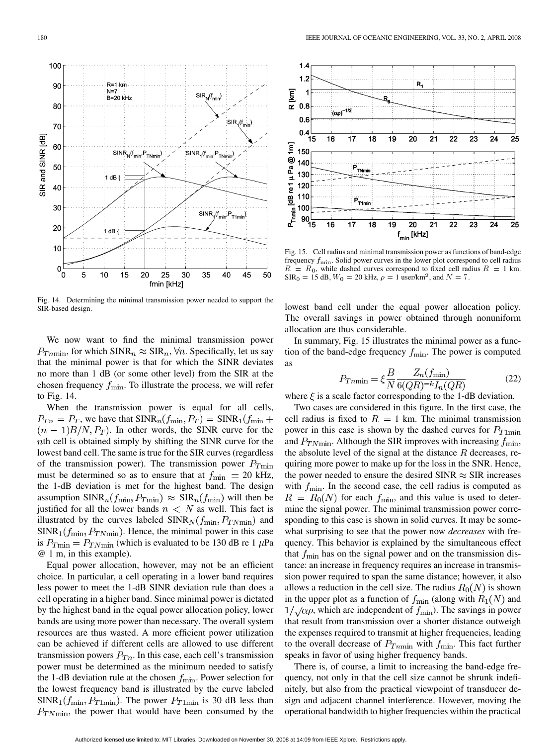Fig. 14. Determining the minimal transmission power needed to support the SIR-based design.

We now want to find the minimal transmission power $P_{Tn\min}$, for which $\text{SINR}_n \approx \text{SIR}_n, \forall n$. Specifically, let us say that the minimal power is that for which the SINR deviates no more than 1 dB (or some other level) from the SIR at the chosen frequency $f_{\min}$. To illustrate the process, we will refer to Fig. 14.

When the transmission power is equal for all cells, $P_{Tn} = P_T$, we have that $\text{SINR}_n(f_{\min}, P_T) = \text{SINR}_1(f_{\min} + (n-1)B/N, P_T)$. In other words, the SINR curve for the $n$th cell is obtained simply by shifting the SINR curve for the lowest band cell. The same is true for the SIR curves (regardless of the transmission power). The transmission power $P_{T\min}$ must be determined so as to ensure that at $f_{\min} = 20$ kHz, the 1-dB deviation is met for the highest band. The design assumption $\text{SINR}_n(f_{\min}, P_{T\min}) \approx \text{SIR}_n(f_{\min})$ will then be justified for all the lower bands $n < N$ as well. This fact is illustrated by the curves labeled $\text{SINR}_N(f_{\min}, P_{TN\min})$ and $\text{SINR}_1(f_{\min}, P_{TN\min})$. Hence, the minimal power in this case is $P_{T\min} = P_{TN\min}$ (which is evaluated to be 130 dB re 1 $\mu$Pa @ 1 m, in this example).

Equal power allocation, however, may not be an efficient choice. In particular, a cell operating in a lower band requires less power to meet the 1-dB SINR deviation rule than does a cell operating in a higher band. Since minimal power is dictated by the highest band in the equal power allocation policy, lower bands are using more power than necessary. The overall system resources are thus wasted. A more efficient power utilization can be achieved if different cells are allowed to use different transmission powers $P_{Tn}$. In this case, each cell's transmission power must be determined as the minimum needed to satisfy the 1-dB deviation rule at the chosen $f_{\min}$. Power selection for the lowest frequency band is illustrated by the curve labeled $\text{SINR}_1(f_{\min}, P_{T1\min})$. The power $P_{T1\min}$ is 30 dB less than $P_{TN\min}$, the power that would have been consumed by the lowest band cell under the equal power allocation policy. The overall savings in power obtained through nonuniform allocation are thus considerable.

Fig. 15. Cell radius and minimal transmission power as functions of band-edge frequency $f_{\min}$. Solid power curves in the lower plot correspond to cell radius $R = R_0$, while dashed curves correspond to fixed cell radius $R = 1$ km. $\text{SIR}_0 = 15$ dB, $W_0 = 20$ kHz, $\rho = 1$ user/km$^2$, and $N = 7$.

In summary, Fig. 15 illustrates the minimal power as a function of the band-edge frequency $f_{\min}$. The power is computed as

$$P_{Tn\min} = \xi \frac{B}{N} \frac{Z_n(f_{\min})}{6(QR)^{-k} I_n(QR)} \tag{22}$$

where $\xi$ is a scale factor corresponding to the 1-dB deviation.

Two cases are considered in this figure. In the first case, the cell radius is fixed to $R = 1$ km. The minimal transmission power in this case is shown by the dashed curves for $P_{T1\min}$ and $P_{TN\min}$. Although the SIR improves with increasing $f_{\min}$, the absolute level of the signal at the distance $R$ decreases, requiring more power to make up for the loss in the SNR. Hence, the power needed to ensure the desired SINR $\approx$ SIR increases with $f_{\min}$. In the second case, the cell radius is computed as $R = R_0(N)$ for each $f_{\min}$, and this value is used to determine the signal power. The minimal transmission power corresponding to this case is shown in solid curves. It may be somewhat surprising to see that the power now *decreases* with frequency. This behavior is explained by the simultaneous effect that $f_{\min}$ has on the signal power and on the transmission distance: an increase in frequency requires an increase in transmission power required to span the same distance; however, it also allows a reduction in the cell size. The radius $R_0(N)$ is shown in the upper plot as a function of $f_{\min}$ (along with $R_1(N)$ and $1/\sqrt{\alpha\rho}$, which are independent of $f_{\min}$). The savings in power that result from transmission over a shorter distance outweigh the expenses required to transmit at higher frequencies, leading to the overall decrease of $P_{Tn\min}$ with $f_{\min}$. This fact further speaks in favor of using higher frequency bands.

There is, of course, a limit to increasing the band-edge frequency, not only in that the cell size cannot be shrunk indefinitely, but also from the practical viewpoint of transducer design and adjacent channel interference. However, moving the operational bandwidth to higher frequencies within the practical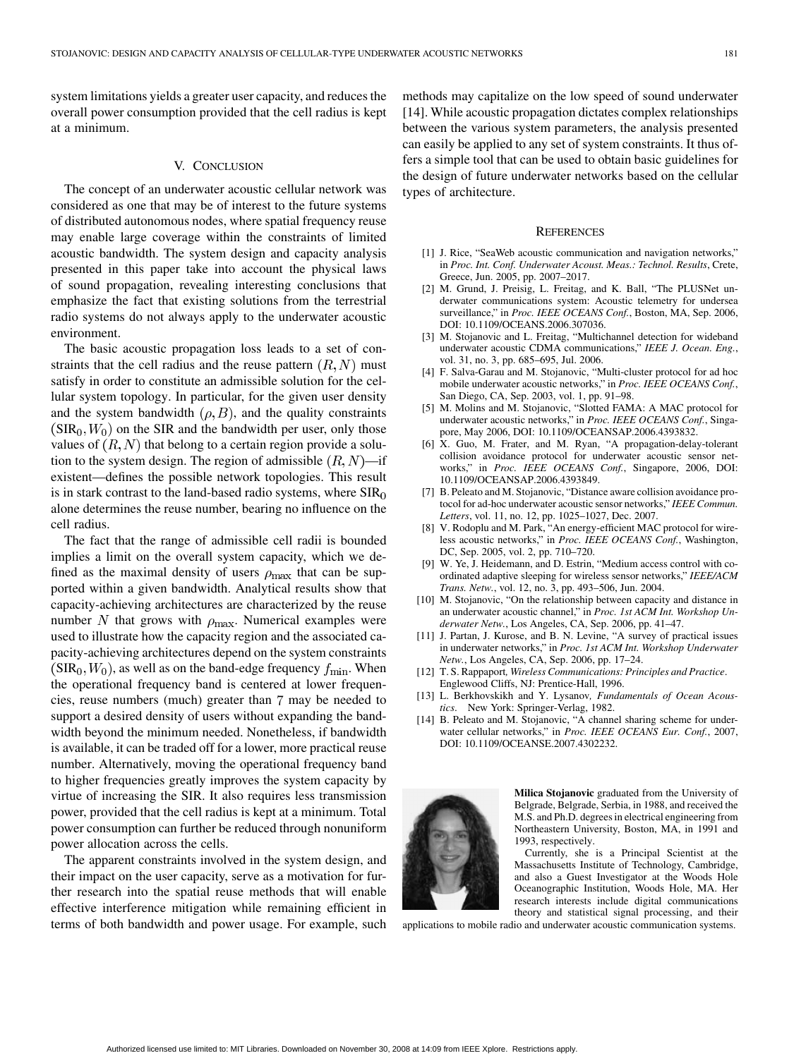system limitations yields a greater user capacity, and reduces the overall power consumption provided that the cell radius is kept at a minimum.

## V. Conclusion

The concept of an underwater acoustic cellular network was considered as one that may be of interest to the future systems of distributed autonomous nodes, where spatial frequency reuse may enable large coverage within the constraints of limited acoustic bandwidth. The system design and capacity analysis presented in this paper take into account the physical laws of sound propagation, revealing interesting conclusions that emphasize the fact that existing solutions from the terrestrial radio systems do not always apply to the underwater acoustic environment.

The basic acoustic propagation loss leads to a set of constraints that the cell radius and the reuse pattern $(R, N)$ must satisfy in order to constitute an admissible solution for the cellular system topology. In particular, for the given user density and the system bandwidth $(\rho, B)$, and the quality constraints $(\text{SIR}_0, W_0)$ on the SIR and the bandwidth per user, only those values of $(R, N)$ that belong to a certain region provide a solution to the system design. The region of admissible $(R, N)$—if existent—defines the possible network topologies. This result is in stark contrast to the land-based radio systems, where $\text{SIR}_0$ alone determines the reuse number, bearing no influence on the cell radius.

The fact that the range of admissible cell radii is bounded implies a limit on the overall system capacity, which we defined as the maximal density of users $\rho_{\max}$ that can be supported within a given bandwidth. Analytical results show that capacity-achieving architectures are characterized by the reuse number $N$ that grows with $\rho_{\max}$. Numerical examples were used to illustrate how the capacity region and the associated capacity-achieving architectures depend on the system constraints $(\text{SIR}_0, W_0)$, as well as on the band-edge frequency $f_{\min}$. When the operational frequency band is centered at lower frequencies, reuse numbers (much) greater than 7 may be needed to support a desired density of users without expanding the bandwidth beyond the minimum needed. Nonetheless, if bandwidth is available, it can be traded off for a lower, more practical reuse number. Alternatively, moving the operational frequency band to higher frequencies greatly improves the system capacity by virtue of increasing the SIR. It also requires less transmission power, provided that the cell radius is kept at a minimum. Total power consumption can further be reduced through nonuniform power allocation across the cells.

The apparent constraints involved in the system design, and their impact on the user capacity, serve as a motivation for further research into the spatial reuse methods that will enable effective interference mitigation while remaining efficient in terms of both bandwidth and power usage. For example, such methods may capitalize on the low speed of sound underwater [14]. While acoustic propagation dictates complex relationships between the various system parameters, the analysis presented can easily be applied to any set of system constraints. It thus offers a simple tool that can be used to obtain basic guidelines for the design of future underwater networks based on the cellular types of architecture.

## References

[1] J. Rice, "SeaWeb acoustic communication and navigation networks," in *Proc. Int. Conf. Underwater Acoust. Meas.: Technol. Results*, Crete, Greece, Jun. 2005, pp. 2007–2017.

[2] M. Grund, J. Preisig, L. Freitag, and K. Ball, "The PLUSNet underwater communications system: Acoustic telemetry for undersea surveillance," in *Proc. IEEE OCEANS Conf.*, Boston, MA, Sep. 2006, DOI: 10.1109/OCEANS.2006.307036.

[3] M. Stojanovic and L. Freitag, "Multichannel detection for wideband underwater acoustic CDMA communications," *IEEE J. Ocean. Eng.*, vol. 31, no. 3, pp. 685–695, Jul. 2006.

[4] F. Salva-Garau and M. Stojanovic, "Multi-cluster protocol for ad hoc mobile underwater acoustic networks," in *Proc. IEEE OCEANS Conf.*, San Diego, CA, Sep. 2003, vol. 1, pp. 91–98.

[5] M. Molins and M. Stojanovic, "Slotted FAMA: A MAC protocol for underwater acoustic networks," in *Proc. IEEE OCEANS Conf.*, Singapore, May 2006, DOI: 10.1109/OCEANSAP.2006.4393832.

[6] X. Guo, M. Frater, and M. Ryan, "A propagation-delay-tolerant collision avoidance protocol for underwater acoustic sensor networks," in *Proc. IEEE OCEANS Conf.*, Singapore, 2006, DOI: 10.1109/OCEANSAP.2006.4393849.

[7] B. Peleato and M. Stojanovic, "Distance aware collision avoidance protocol for ad-hoc underwater acoustic sensor networks," *IEEE Commun. Letters*, vol. 11, no. 12, pp. 1025–1027, Dec. 2007.

[8] V. Rodoplu and M. Park, "An energy-efficient MAC protocol for wireless acoustic networks," in *Proc. IEEE OCEANS Conf.*, Washington, DC, Sep. 2005, vol. 2, pp. 710–720.

[9] W. Ye, J. Heidemann, and D. Estrin, "Medium access control with coordinated adaptive sleeping for wireless sensor networks," *IEEE/ACM Trans. Netw.*, vol. 12, no. 3, pp. 493–506, Jun. 2004.

[10] M. Stojanovic, "On the relationship between capacity and distance in an underwater acoustic channel," in *Proc. 1st ACM Int. Workshop Underwater Netw.*, Los Angeles, CA, Sep. 2006, pp. 41–47.

[11] J. Partan, J. Kurose, and B. N. Levine, "A survey of practical issues in underwater networks," in *Proc. 1st ACM Int. Workshop Underwater Netw.*, Los Angeles, CA, Sep. 2006, pp. 17–24.

[12] T. S. Rappaport, *Wireless Communications: Principles and Practice*. Englewood Cliffs, NJ: Prentice-Hall, 1996.

[13] L. Berkhovskikh and Y. Lysanov, *Fundamentals of Ocean Acoustics*. New York: Springer-Verlag, 1982.

[14] B. Peleato and M. Stojanovic, "A channel sharing scheme for underwater cellular networks," in *Proc. IEEE OCEANS Eur. Conf.*, 2007, DOI: 10.1109/OCEANSE.2007.4302232.

**Milica Stojanovic** graduated from the University of Belgrade, Belgrade, Serbia, in 1988, and received the M.S. and Ph.D. degrees in electrical engineering from Northeastern University, Boston, MA, in 1991 and 1993, respectively.

Currently, she is a Principal Scientist at the Massachusetts Institute of Technology, Cambridge, and also a Guest Investigator at the Woods Hole Oceanographic Institution, Woods Hole, MA. Her research interests include digital communications theory and statistical signal processing, and their applications to mobile radio and underwater acoustic communication systems.